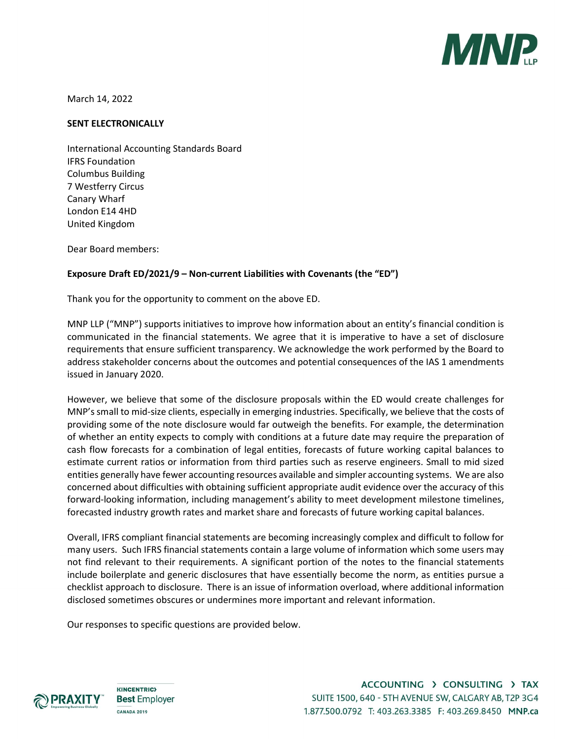March 14, 2022

**SENT ELECTRONICALLY**

International Accounting Standards Board
IFRS Foundation
Columbus Building
7 Westferry Circus
Canary Wharf
London E14 4HD
United Kingdom

Dear Board members:

**Exposure Draft ED/2021/9 – Non-current Liabilities with Covenants (the "ED")**

Thank you for the opportunity to comment on the above ED.

MNP LLP ("MNP") supports initiatives to improve how information about an entity's financial condition is communicated in the financial statements. We agree that it is imperative to have a set of disclosure requirements that ensure sufficient transparency. We acknowledge the work performed by the Board to address stakeholder concerns about the outcomes and potential consequences of the IAS 1 amendments issued in January 2020.

However, we believe that some of the disclosure proposals within the ED would create challenges for MNP's small to mid-size clients, especially in emerging industries. Specifically, we believe that the costs of providing some of the note disclosure would far outweigh the benefits. For example, the determination of whether an entity expects to comply with conditions at a future date may require the preparation of cash flow forecasts for a combination of legal entities, forecasts of future working capital balances to estimate current ratios or information from third parties such as reserve engineers. Small to mid sized entities generally have fewer accounting resources available and simpler accounting systems. We are also concerned about difficulties with obtaining sufficient appropriate audit evidence over the accuracy of this forward-looking information, including management's ability to meet development milestone timelines, forecasted industry growth rates and market share and forecasts of future working capital balances.

Overall, IFRS compliant financial statements are becoming increasingly complex and difficult to follow for many users. Such IFRS financial statements contain a large volume of information which some users may not find relevant to their requirements. A significant portion of the notes to the financial statements include boilerplate and generic disclosures that have essentially become the norm, as entities pursue a checklist approach to disclosure. There is an issue of information overload, where additional information disclosed sometimes obscures or undermines more important and relevant information.

Our responses to specific questions are provided below.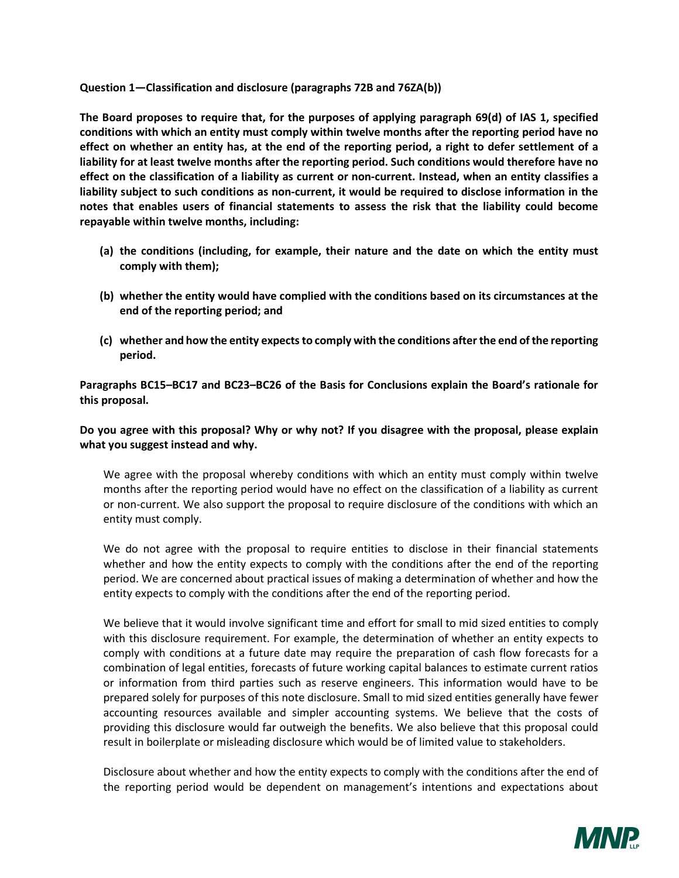**Question 1—Classification and disclosure (paragraphs 72B and 76ZA(b))**

**The Board proposes to require that, for the purposes of applying paragraph 69(d) of IAS 1, specified conditions with which an entity must comply within twelve months after the reporting period have no effect on whether an entity has, at the end of the reporting period, a right to defer settlement of a liability for at least twelve months after the reporting period. Such conditions would therefore have no effect on the classification of a liability as current or non-current. Instead, when an entity classifies a liability subject to such conditions as non-current, it would be required to disclose information in the notes that enables users of financial statements to assess the risk that the liability could become repayable within twelve months, including:**

**(a) the conditions (including, for example, their nature and the date on which the entity must comply with them);**

**(b) whether the entity would have complied with the conditions based on its circumstances at the end of the reporting period; and**

**(c) whether and how the entity expects to comply with the conditions after the end of the reporting period.**

**Paragraphs BC15–BC17 and BC23–BC26 of the Basis for Conclusions explain the Board's rationale for this proposal.**

**Do you agree with this proposal? Why or why not? If you disagree with the proposal, please explain what you suggest instead and why.**

We agree with the proposal whereby conditions with which an entity must comply within twelve months after the reporting period would have no effect on the classification of a liability as current or non-current. We also support the proposal to require disclosure of the conditions with which an entity must comply.

We do not agree with the proposal to require entities to disclose in their financial statements whether and how the entity expects to comply with the conditions after the end of the reporting period. We are concerned about practical issues of making a determination of whether and how the entity expects to comply with the conditions after the end of the reporting period.

We believe that it would involve significant time and effort for small to mid sized entities to comply with this disclosure requirement. For example, the determination of whether an entity expects to comply with conditions at a future date may require the preparation of cash flow forecasts for a combination of legal entities, forecasts of future working capital balances to estimate current ratios or information from third parties such as reserve engineers. This information would have to be prepared solely for purposes of this note disclosure. Small to mid sized entities generally have fewer accounting resources available and simpler accounting systems. We believe that the costs of providing this disclosure would far outweigh the benefits. We also believe that this proposal could result in boilerplate or misleading disclosure which would be of limited value to stakeholders.

Disclosure about whether and how the entity expects to comply with the conditions after the end of the reporting period would be dependent on management's intentions and expectations about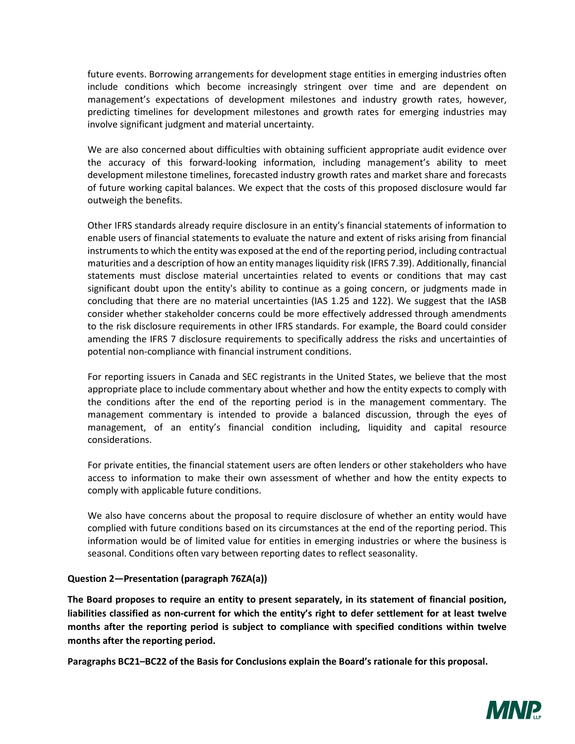future events. Borrowing arrangements for development stage entities in emerging industries often include conditions which become increasingly stringent over time and are dependent on management's expectations of development milestones and industry growth rates, however, predicting timelines for development milestones and growth rates for emerging industries may involve significant judgment and material uncertainty.

We are also concerned about difficulties with obtaining sufficient appropriate audit evidence over the accuracy of this forward-looking information, including management's ability to meet development milestone timelines, forecasted industry growth rates and market share and forecasts of future working capital balances. We expect that the costs of this proposed disclosure would far outweigh the benefits.

Other IFRS standards already require disclosure in an entity's financial statements of information to enable users of financial statements to evaluate the nature and extent of risks arising from financial instruments to which the entity was exposed at the end of the reporting period, including contractual maturities and a description of how an entity manages liquidity risk (IFRS 7.39). Additionally, financial statements must disclose material uncertainties related to events or conditions that may cast significant doubt upon the entity's ability to continue as a going concern, or judgments made in concluding that there are no material uncertainties (IAS 1.25 and 122). We suggest that the IASB consider whether stakeholder concerns could be more effectively addressed through amendments to the risk disclosure requirements in other IFRS standards. For example, the Board could consider amending the IFRS 7 disclosure requirements to specifically address the risks and uncertainties of potential non-compliance with financial instrument conditions.

For reporting issuers in Canada and SEC registrants in the United States, we believe that the most appropriate place to include commentary about whether and how the entity expects to comply with the conditions after the end of the reporting period is in the management commentary. The management commentary is intended to provide a balanced discussion, through the eyes of management, of an entity's financial condition including, liquidity and capital resource considerations.

For private entities, the financial statement users are often lenders or other stakeholders who have access to information to make their own assessment of whether and how the entity expects to comply with applicable future conditions.

We also have concerns about the proposal to require disclosure of whether an entity would have complied with future conditions based on its circumstances at the end of the reporting period. This information would be of limited value for entities in emerging industries or where the business is seasonal. Conditions often vary between reporting dates to reflect seasonality.

**Question 2—Presentation (paragraph 76ZA(a))**

**The Board proposes to require an entity to present separately, in its statement of financial position, liabilities classified as non-current for which the entity's right to defer settlement for at least twelve months after the reporting period is subject to compliance with specified conditions within twelve months after the reporting period.**

**Paragraphs BC21–BC22 of the Basis for Conclusions explain the Board's rationale for this proposal.**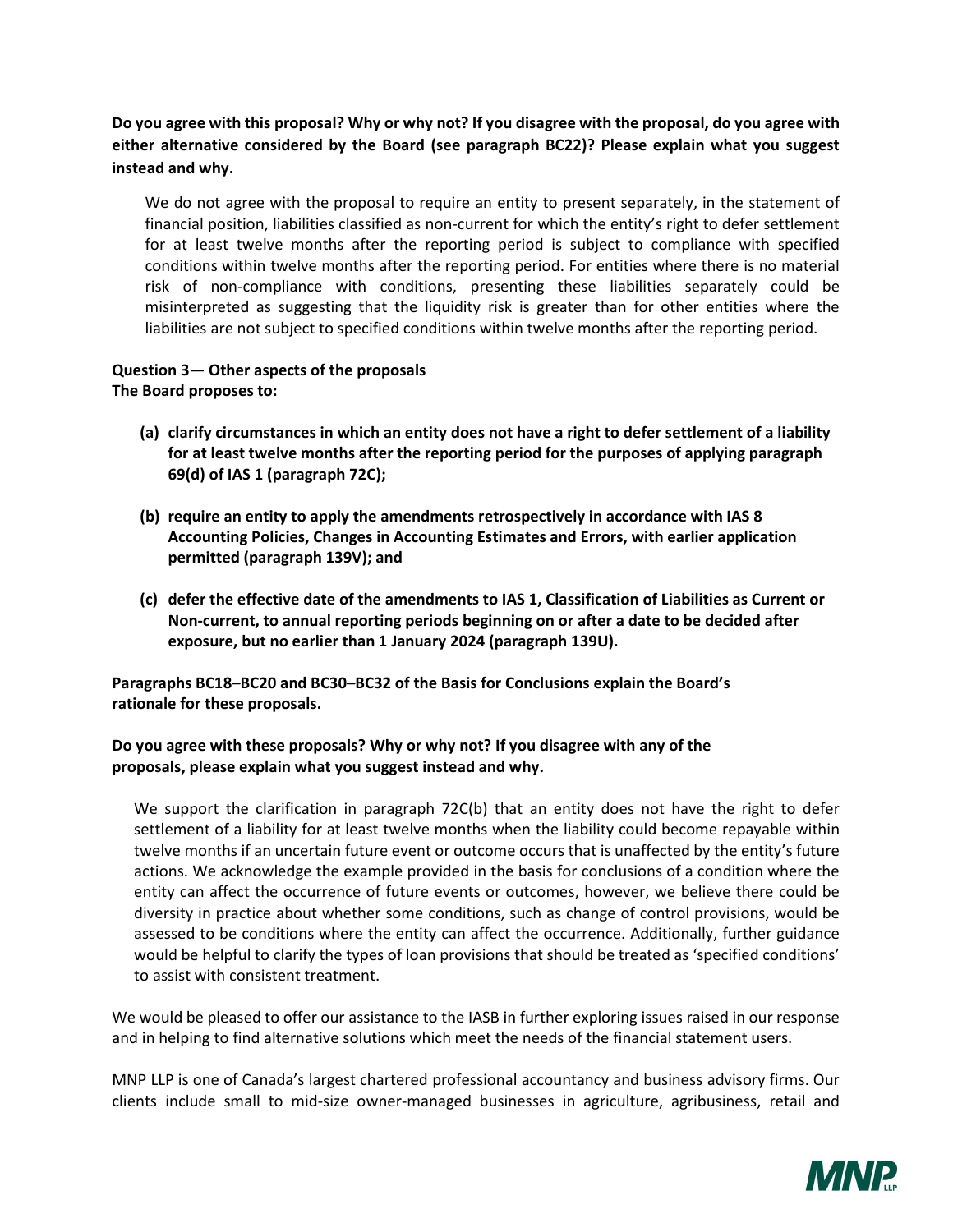**Do you agree with this proposal? Why or why not? If you disagree with the proposal, do you agree with either alternative considered by the Board (see paragraph BC22)? Please explain what you suggest instead and why.**

We do not agree with the proposal to require an entity to present separately, in the statement of financial position, liabilities classified as non-current for which the entity's right to defer settlement for at least twelve months after the reporting period is subject to compliance with specified conditions within twelve months after the reporting period. For entities where there is no material risk of non-compliance with conditions, presenting these liabilities separately could be misinterpreted as suggesting that the liquidity risk is greater than for other entities where the liabilities are not subject to specified conditions within twelve months after the reporting period.

**Question 3— Other aspects of the proposals**
**The Board proposes to:**

- **(a) clarify circumstances in which an entity does not have a right to defer settlement of a liability for at least twelve months after the reporting period for the purposes of applying paragraph 69(d) of IAS 1 (paragraph 72C);**
- **(b) require an entity to apply the amendments retrospectively in accordance with IAS 8 Accounting Policies, Changes in Accounting Estimates and Errors, with earlier application permitted (paragraph 139V); and**
- **(c) defer the effective date of the amendments to IAS 1, Classification of Liabilities as Current or Non-current, to annual reporting periods beginning on or after a date to be decided after exposure, but no earlier than 1 January 2024 (paragraph 139U).**

**Paragraphs BC18–BC20 and BC30–BC32 of the Basis for Conclusions explain the Board's rationale for these proposals.**

**Do you agree with these proposals? Why or why not? If you disagree with any of the proposals, please explain what you suggest instead and why.**

We support the clarification in paragraph 72C(b) that an entity does not have the right to defer settlement of a liability for at least twelve months when the liability could become repayable within twelve months if an uncertain future event or outcome occurs that is unaffected by the entity's future actions. We acknowledge the example provided in the basis for conclusions of a condition where the entity can affect the occurrence of future events or outcomes, however, we believe there could be diversity in practice about whether some conditions, such as change of control provisions, would be assessed to be conditions where the entity can affect the occurrence. Additionally, further guidance would be helpful to clarify the types of loan provisions that should be treated as 'specified conditions' to assist with consistent treatment.

We would be pleased to offer our assistance to the IASB in further exploring issues raised in our response and in helping to find alternative solutions which meet the needs of the financial statement users.

MNP LLP is one of Canada's largest chartered professional accountancy and business advisory firms. Our clients include small to mid-size owner-managed businesses in agriculture, agribusiness, retail and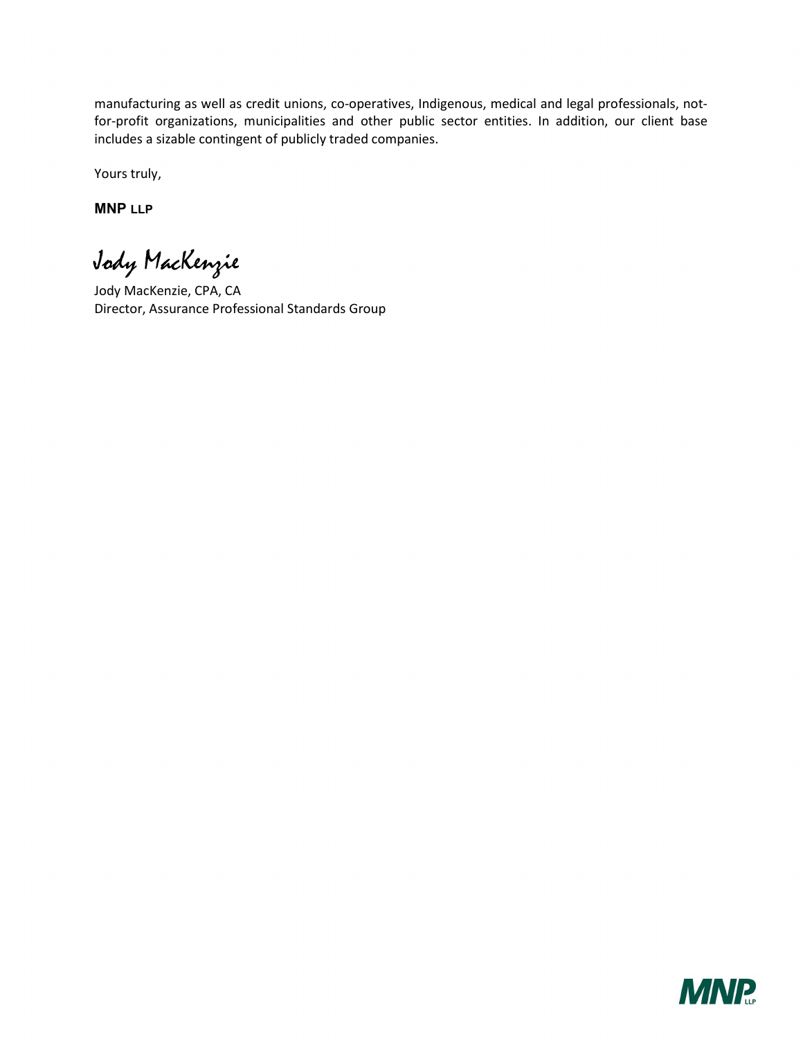manufacturing as well as credit unions, co-operatives, Indigenous, medical and legal professionals, not-for-profit organizations, municipalities and other public sector entities. In addition, our client base includes a sizable contingent of publicly traded companies.

Yours truly,

**MNP LLP**

Jody MacKenzie

Jody MacKenzie, CPA, CA
Director, Assurance Professional Standards Group